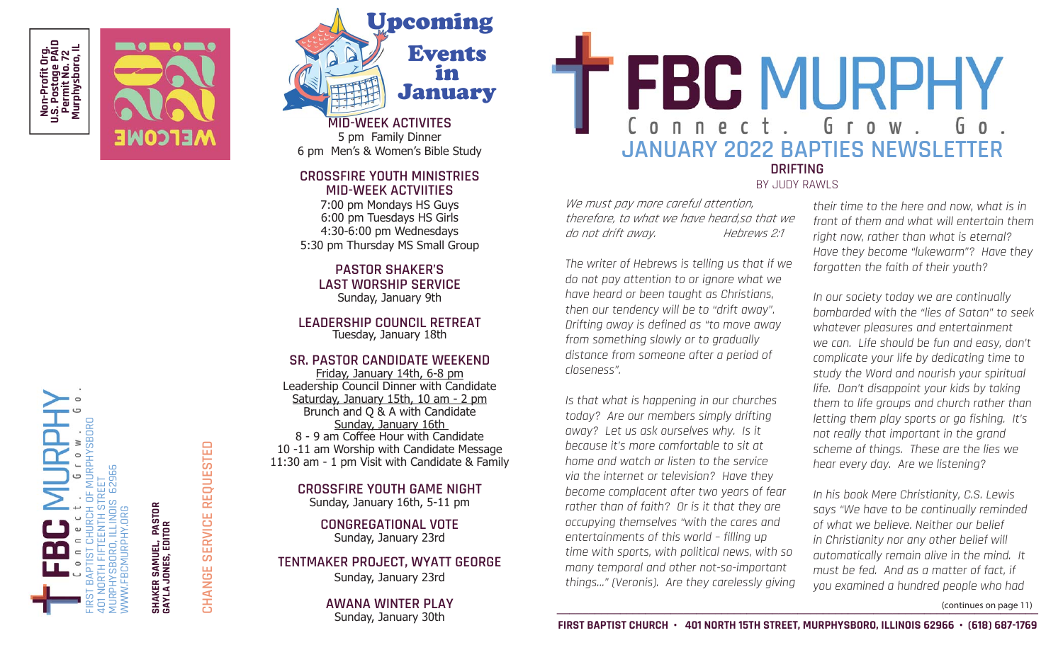Non-Profit Org.
U.S. Postage PAID
Permit No. 72
Murphysboro, IL

WELCOME

**FBC MURPHY**
Connect. Grow. Go.

FIRST BAPTIST CHURCH OF MURPHYSBORO
401 NORTH FIFTEENTH STREET
MURPHYSBORO, ILLINOIS 62966
WWW.FBCMURPHY.ORG

**SHAKER SAMUEL, PASTOR**
**GAYLA JONES, EDITOR**

CHANGE SERVICE REQUESTED

# Upcoming Events in January

**MID-WEEK ACTIVITES**
5 pm Family Dinner
6 pm Men's & Women's Bible Study

**CROSSFIRE YOUTH MINISTRIES MID-WEEK ACTVIITIES**
7:00 pm Mondays HS Guys
6:00 pm Tuesdays HS Girls
4:30-6:00 pm Wednesdays
5:30 pm Thursday MS Small Group

**PASTOR SHAKER'S LAST WORSHIP SERVICE**
Sunday, January 9th

**LEADERSHIP COUNCIL RETREAT**
Tuesday, January 18th

**SR. PASTOR CANDIDATE WEEKEND**
Friday, January 14th, 6-8 pm
Leadership Council Dinner with Candidate
Saturday, January 15th, 10 am - 2 pm
Brunch and Q & A with Candidate
Sunday, January 16th
8 - 9 am Coffee Hour with Candidate
10 -11 am Worship with Candidate Message
11:30 am - 1 pm Visit with Candidate & Family

**CROSSFIRE YOUTH GAME NIGHT**
Sunday, January 16th, 5-11 pm

**CONGREGATIONAL VOTE**
Sunday, January 23rd

**TENTMAKER PROJECT, WYATT GEORGE**
Sunday, January 23rd

**AWANA WINTER PLAY**
Sunday, January 30th

# FBC MURPHY
Connect. Grow. Go.

## JANUARY 2022 BAPTIES NEWSLETTER

### DRIFTING
BY JUDY RAWLS

*We must pay more careful attention, therefore, to what we have heard,so that we do not drift away. Hebrews 2:1*

*The writer of Hebrews is telling us that if we do not pay attention to or ignore what we have heard or been taught as Christians, then our tendency will be to "drift away". Drifting away is defined as "to move away from something slowly or to gradually distance from someone after a period of closeness".*

*Is that what is happening in our churches today? Are our members simply drifting away? Let us ask ourselves why. Is it because it's more comfortable to sit at home and watch or listen to the service via the internet or television? Have they become complacent after two years of fear rather than of faith? Or is it that they are occupying themselves "with the cares and entertainments of this world – filling up time with sports, with political news, with so many temporal and other not-so-important things…" (Veronis). Are they carelessly giving their time to the here and now, what is in front of them and what will entertain them right now, rather than what is eternal? Have they become "lukewarm"? Have they forgotten the faith of their youth?*

*In our society today we are continually bombarded with the "lies of Satan" to seek whatever pleasures and entertainment we can. Life should be fun and easy, don't complicate your life by dedicating time to study the Word and nourish your spiritual life. Don't disappoint your kids by taking them to life groups and church rather than letting them play sports or go fishing. It's not really that important in the grand scheme of things. These are the lies we hear every day. Are we listening?*

*In his book Mere Christianity, C.S. Lewis says "We have to be continually reminded of what we believe. Neither our belief in Christianity nor any other belief will automatically remain alive in the mind. It must be fed. And as a matter of fact, if you examined a hundred people who had*

(continues on page 11)

**FIRST BAPTIST CHURCH • 401 NORTH 15TH STREET, MURPHYSBORO, ILLINOIS 62966 • (618) 687-1769**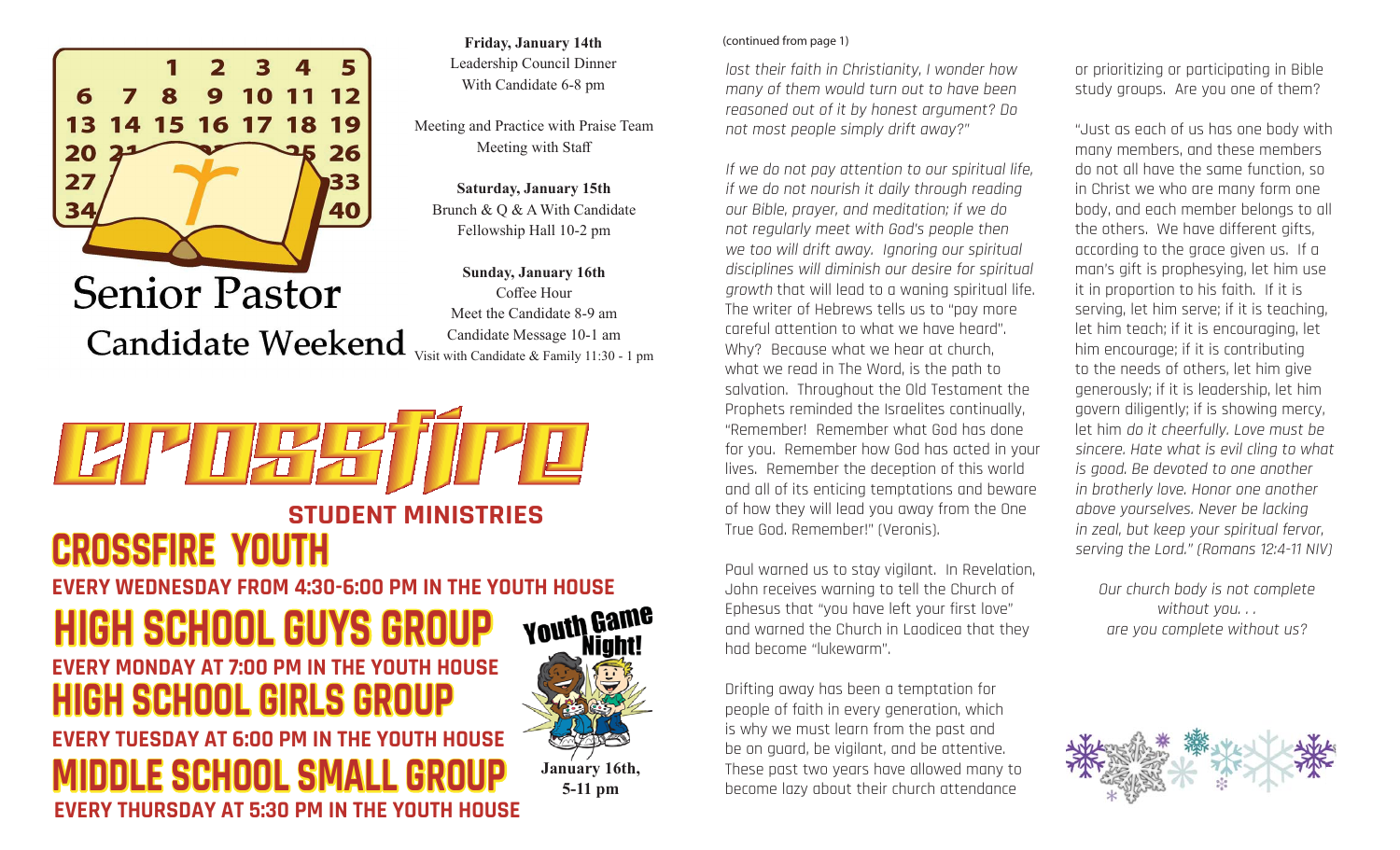# Senior Pastor Candidate Weekend

**Friday, January 14th**
Leadership Council Dinner
With Candidate 6-8 pm

Meeting and Practice with Praise Team
Meeting with Staff

**Saturday, January 15th**
Brunch & Q & A With Candidate
Fellowship Hall 10-2 pm

**Sunday, January 16th**
Coffee Hour
Meet the Candidate 8-9 am
Candidate Message 10-1 am
Visit with Candidate & Family 11:30 - 1 pm

# Crossfire

## STUDENT MINISTRIES

## CROSSFIRE YOUTH

**EVERY WEDNESDAY FROM 4:30-6:00 PM IN THE YOUTH HOUSE**

## HIGH SCHOOL GUYS GROUP

**EVERY MONDAY AT 7:00 PM IN THE YOUTH HOUSE**

## HIGH SCHOOL GIRLS GROUP

**EVERY TUESDAY AT 6:00 PM IN THE YOUTH HOUSE**

## MIDDLE SCHOOL SMALL GROUP

**EVERY THURSDAY AT 5:30 PM IN THE YOUTH HOUSE**

**Youth Game Night!**
**January 16th, 5-11 pm**

(continued from page 1)

*lost their faith in Christianity, I wonder how many of them would turn out to have been reasoned out of it by honest argument? Do not most people simply drift away?"*

*If we do not pay attention to our spiritual life, if we do not nourish it daily through reading our Bible, prayer, and meditation; if we do not regularly meet with God's people then we too will drift away. Ignoring our spiritual disciplines will diminish our desire for spiritual growth* that will lead to a waning spiritual life. The writer of Hebrews tells us to "pay more careful attention to what we have heard". Why? Because what we hear at church, what we read in The Word, is the path to salvation. Throughout the Old Testament the Prophets reminded the Israelites continually, "Remember! Remember what God has done for you. Remember how God has acted in your lives. Remember the deception of this world and all of its enticing temptations and beware of how they will lead you away from the One True God. Remember!" (Veronis).

Paul warned us to stay vigilant. In Revelation, John receives warning to tell the Church of Ephesus that "you have left your first love" and warned the Church in Laodicea that they had become "lukewarm".

Drifting away has been a temptation for people of faith in every generation, which is why we must learn from the past and be on guard, be vigilant, and be attentive. These past two years have allowed many to become lazy about their church attendance or prioritizing or participating in Bible study groups. Are you one of them?

"Just as each of us has one body with many members, and these members do not all have the same function, so in Christ we who are many form one body, and each member belongs to all the others. We have different gifts, according to the grace given us. If a man's gift is prophesying, let him use it in proportion to his faith. If it is serving, let him serve; if it is teaching, let him teach; if it is encouraging, let him encourage; if it is contributing to the needs of others, let him give generously; if it is leadership, let him govern diligently; if is showing mercy, let him *do it cheerfully. Love must be sincere. Hate what is evil cling to what is good. Be devoted to one another in brotherly love. Honor one another above yourselves. Never be lacking in zeal, but keep your spiritual fervor, serving the Lord." (Romans 12:4-11 NIV)*

*Our church body is not complete without you. . .*
*are you complete without us?*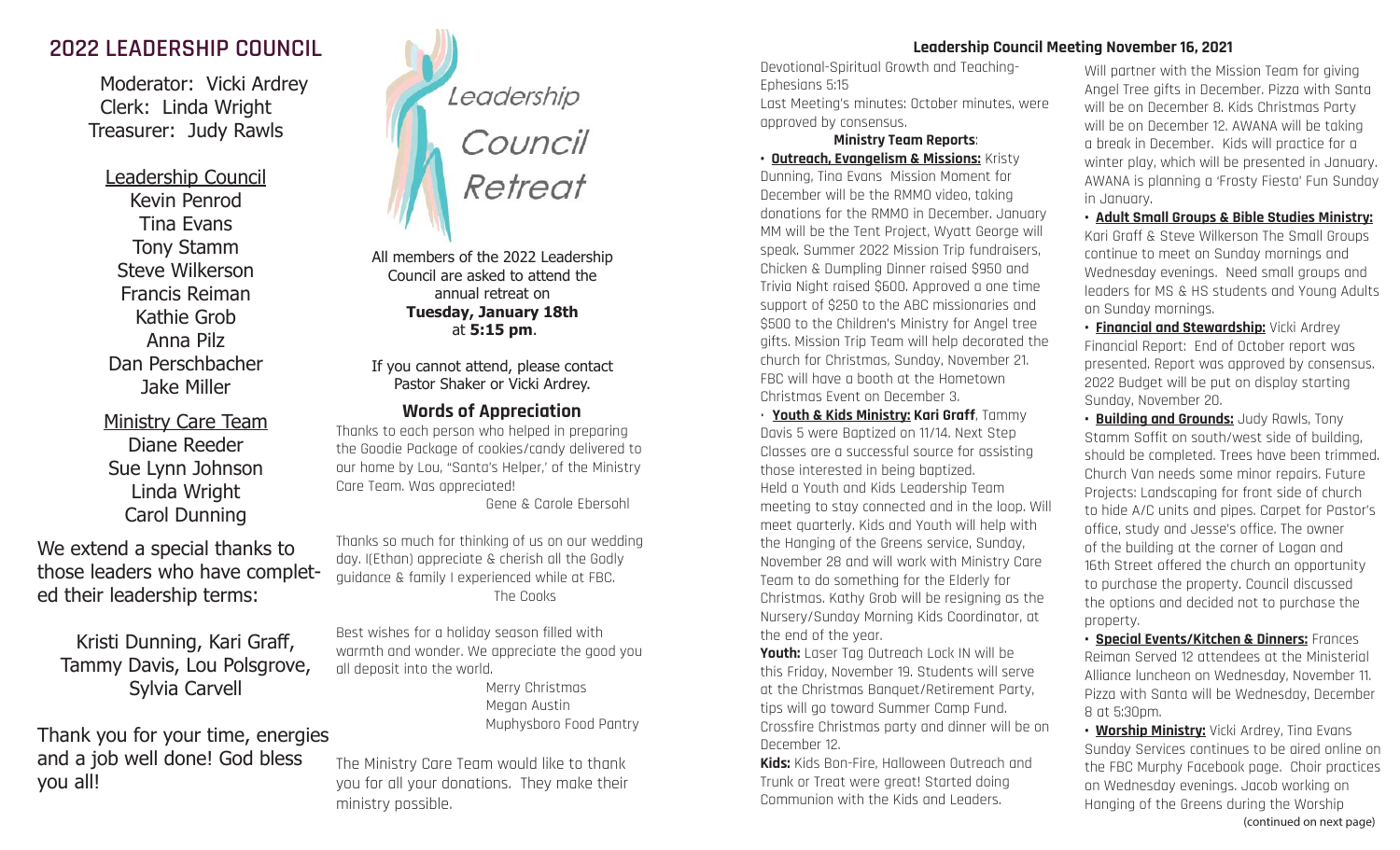## 2022 LEADERSHIP COUNCIL

Moderator: Vicki Ardrey
Clerk: Linda Wright
Treasurer: Judy Rawls

Leadership Council
Kevin Penrod
Tina Evans
Tony Stamm
Steve Wilkerson
Francis Reiman
Kathie Grob
Anna Pilz
Dan Perschbacher
Jake Miller

Ministry Care Team
Diane Reeder
Sue Lynn Johnson
Linda Wright
Carol Dunning

We extend a special thanks to those leaders who have completed their leadership terms:

Kristi Dunning, Kari Graff, Tammy Davis, Lou Polsgrove, Sylvia Carvell

Thank you for your time, energies and a job well done! God bless you all!

Leadership Council Retreat

All members of the 2022 Leadership Council are asked to attend the annual retreat on **Tuesday, January 18th** at **5:15 pm**.

If you cannot attend, please contact Pastor Shaker or Vicki Ardrey.

### Words of Appreciation

Thanks to each person who helped in preparing the Goodie Package of cookies/candy delivered to our home by Lou, "Santa's Helper,' of the Ministry Care Team. Was appreciated!
Gene & Carole Ebersohl

Thanks so much for thinking of us on our wedding day. I(Ethan) appreciate & cherish all the Godly guidance & family I experienced while at FBC.
The Cooks

Best wishes for a holiday season filled with warmth and wonder. We appreciate the good you all deposit into the world.
Merry Christmas
Megan Austin
Muphysboro Food Pantry

The Ministry Care Team would like to thank you for all your donations. They make their ministry possible.

### Leadership Council Meeting November 16, 2021

Devotional-Spiritual Growth and Teaching-Ephesians 5:15
Last Meeting's minutes: October minutes, were approved by consensus.

**Ministry Team Reports**:

• **Outreach, Evangelism & Missions:** Kristy Dunning, Tina Evans Mission Moment for December will be the RMMO video, taking donations for the RMMO in December. January MM will be the Tent Project, Wyatt George will speak. Summer 2022 Mission Trip fundraisers, Chicken & Dumpling Dinner raised $950 and Trivia Night raised $600. Approved a one time support of $250 to the ABC missionaries and $500 to the Children's Ministry for Angel tree gifts. Mission Trip Team will help decorated the church for Christmas, Sunday, November 21. FBC will have a booth at the Hometown Christmas Event on December 3.

• **Youth & Kids Ministry: Kari Graff**, Tammy Davis 5 were Baptized on 11/14. Next Step Classes are a successful source for assisting those interested in being baptized. Held a Youth and Kids Leadership Team meeting to stay connected and in the loop. Will meet quarterly. Kids and Youth will help with the Hanging of the Greens service, Sunday, November 28 and will work with Ministry Care Team to do something for the Elderly for Christmas. Kathy Grob will be resigning as the Nursery/Sunday Morning Kids Coordinator, at the end of the year.
**Youth:** Laser Tag Outreach Lock IN will be this Friday, November 19. Students will serve at the Christmas Banquet/Retirement Party, tips will go toward Summer Camp Fund. Crossfire Christmas party and dinner will be on December 12.
**Kids:** Kids Bon-Fire, Halloween Outreach and Trunk or Treat were great! Started doing Communion with the Kids and Leaders. Will partner with the Mission Team for giving Angel Tree gifts in December. Pizza with Santa will be on December 8. Kids Christmas Party will be on December 12. AWANA will be taking a break in December. Kids will practice for a winter play, which will be presented in January. AWANA is planning a 'Frosty Fiesta' Fun Sunday in January.

• **Adult Small Groups & Bible Studies Ministry:** Kari Graff & Steve Wilkerson The Small Groups continue to meet on Sunday mornings and Wednesday evenings. Need small groups and leaders for MS & HS students and Young Adults on Sunday mornings.

• **Financial and Stewardship:** Vicki Ardrey Financial Report: End of October report was presented. Report was approved by consensus. 2022 Budget will be put on display starting Sunday, November 20.

• **Building and Grounds:** Judy Rawls, Tony Stamm Soffit on south/west side of building, should be completed. Trees have been trimmed. Church Van needs some minor repairs. Future Projects: Landscaping for front side of church to hide A/C units and pipes. Carpet for Pastor's office, study and Jesse's office. The owner of the building at the corner of Logan and 16th Street offered the church an opportunity to purchase the property. Council discussed the options and decided not to purchase the property.

• **Special Events/Kitchen & Dinners:** Frances Reiman Served 12 attendees at the Ministerial Alliance luncheon on Wednesday, November 11. Pizza with Santa will be Wednesday, December 8 at 5:30pm.

• **Worship Ministry:** Vicki Ardrey, Tina Evans Sunday Services continues to be aired online on the FBC Murphy Facebook page. Choir practices on Wednesday evenings. Jacob working on Hanging of the Greens during the Worship

(continued on next page)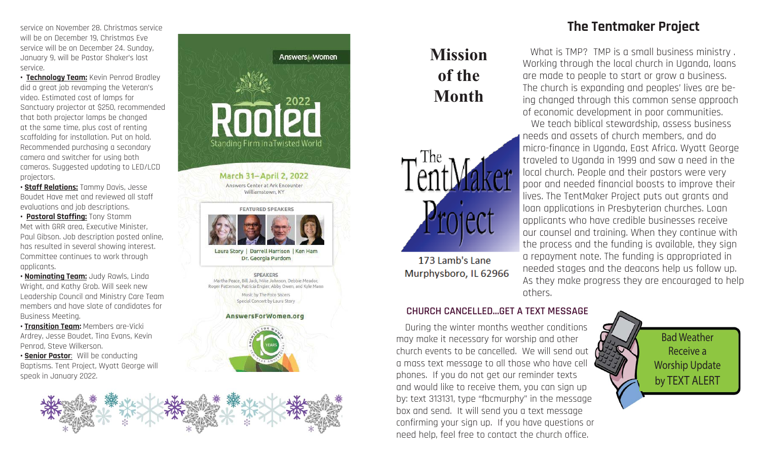service on November 28. Christmas service will be on December 19, Christmas Eve service will be on December 24. Sunday, January 9, will be Pastor Shaker's last service.

- **Technology Team:** Kevin Penrod Bradley did a great job revamping the Veteran's video. Estimated cost of lamps for Sanctuary projector at $250, recommended that both projector lamps be changed at the same time, plus cost of renting scaffolding for installation. Put on hold. Recommended purchasing a secondary camera and switcher for using both cameras. Suggested updating to LED/LCD projectors.
- **Staff Relations:** Tammy Davis, Jesse Boudet Have met and reviewed all staff evaluations and job descriptions.
- **Pastoral Staffing:** Tony Stamm Met with GRR area, Executive Minister, Paul Gibson. Job description posted online, has resulted in several showing interest. Committee continues to work through applicants.
- **Nominating Team:** Judy Rawls, Linda Wright, and Kathy Grob. Will seek new Leadership Council and Ministry Care Team members and have slate of candidates for Business Meeting.
- **Transition Team:** Members are-Vicki Ardrey, Jesse Boudet, Tina Evans, Kevin Penrod, Steve Wilkerson.
- **Senior Pastor**: Will be conducting Baptisms. Tent Project, Wyatt George will speak in January 2022.

Answers for Women

**Rooted** 2022

Standing Firm in a Twisted World

March 31–April 2, 2022

Answers Center at Ark Encounter
Williamstown, KY

FEATURED SPEAKERS

Laura Story | Darrell Harrison | Ken Ham
Dr. Georgia Purdom

SPEAKERS
Martha Peace, Bill Jack, Mike Johnson, Debbie Meador, Roger Patterson, Patricia Engler, Abby Owen, and Kyle Mann

Music by The Foto Sisters
Special Concert by Laura Story

AnswersForWomen.org

# Mission of the Month

The TentMaker Project

173 Lamb's Lane
Murphysboro, IL 62966

## The Tentmaker Project

What is TMP? TMP is a small business ministry . Working through the local church in Uganda, loans are made to people to start or grow a business. The church is expanding and peoples' lives are being changed through this common sense approach of economic development in poor communities.

We teach biblical stewardship, assess business needs and assets of church members, and do micro-finance in Uganda, East Africa. Wyatt George traveled to Uganda in 1999 and saw a need in the local church. People and their pastors were very poor and needed financial boosts to improve their lives. The TentMaker Project puts out grants and loan applications in Presbyterian churches. Loan applicants who have credible businesses receive our counsel and training. When they continue with the process and the funding is available, they sign a repayment note. The funding is appropriated in needed stages and the deacons help us follow up. As they make progress they are encouraged to help others.

### CHURCH CANCELLED...GET A TEXT MESSAGE

During the winter months weather conditions may make it necessary for worship and other church events to be cancelled. We will send out a mass text message to all those who have cell phones. If you do not get our reminder texts and would like to receive them, you can sign up by: text 313131, type "fbcmurphy" in the message box and send. It will send you a text message confirming your sign up. If you have questions or need help, feel free to contact the church office.

Bad Weather
Receive a
Worship Update
by TEXT ALERT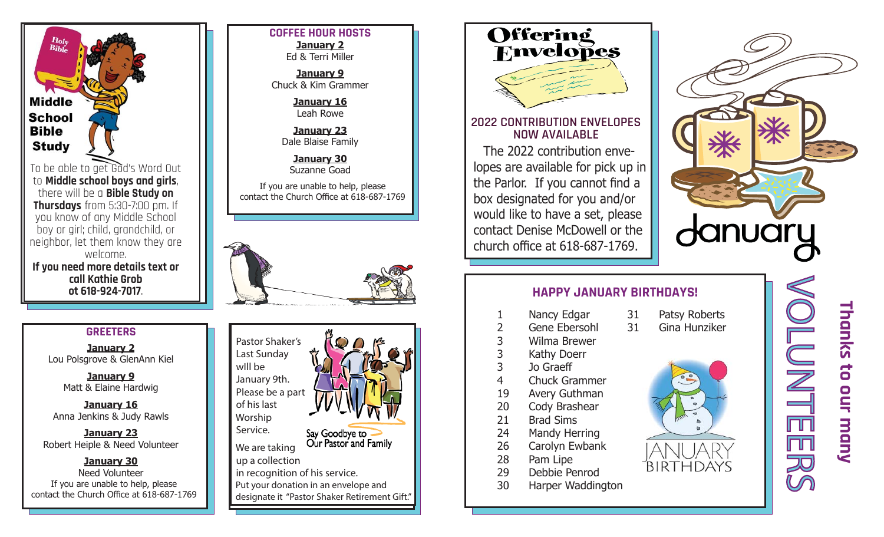## Middle School Bible Study

To be able to get God's Word Out to **Middle school boys and girls**, there will be a **Bible Study on Thursdays** from 5:30-7:00 pm. If you know of any Middle School boy or girl; child, grandchild, or neighbor, let them know they are welcome.

**If you need more details text or call Kathie Grob at 618-924-7017**.

## GREETERS

**January 2**
Lou Polsgrove & GlenAnn Kiel

**January 9**
Matt & Elaine Hardwig

**January 16**
Anna Jenkins & Judy Rawls

**January 23**
Robert Heiple & Need Volunteer

**January 30**
Need Volunteer

If you are unable to help, please contact the Church Office at 618-687-1769

## COFFEE HOUR HOSTS

**January 2**
Ed & Terri Miller

**January 9**
Chuck & Kim Grammer

**January 16**
Leah Rowe

**January 23**
Dale Blaise Family

**January 30**
Suzanne Goad

If you are unable to help, please contact the Church Office at 618-687-1769

## Say Goodbye to Our Pastor and Family

Pastor Shaker's Last Sunday will be January 9th. Please be a part of his last Worship Service.

We are taking up a collection in recognition of his service. Put your donation in an envelope and designate it "Pastor Shaker Retirement Gift."

## Offering Envelopes

### 2022 CONTRIBUTION ENVELOPES NOW AVAILABLE

The 2022 contribution envelopes are available for pick up in the Parlor. If you cannot find a box designated for you and/or would like to have a set, please contact Denise McDowell or the church office at 618-687-1769.

# January

## HAPPY JANUARY BIRTHDAYS!

| Day | Name |
|---|---|
| 1 | Nancy Edgar |
| 2 | Gene Ebersohl |
| 3 | Wilma Brewer |
| 3 | Kathy Doerr |
| 3 | Jo Graeff |
| 4 | Chuck Grammer |
| 19 | Avery Guthman |
| 20 | Cody Brashear |
| 21 | Brad Sims |
| 24 | Mandy Herring |
| 26 | Carolyn Ewbank |
| 28 | Pam Lipe |
| 29 | Debbie Penrod |
| 30 | Harper Waddington |
| 31 | Patsy Roberts |
| 31 | Gina Hunziker |

JANUARY BIRTHDAYS

**Thanks to our many VOLUNTEERS**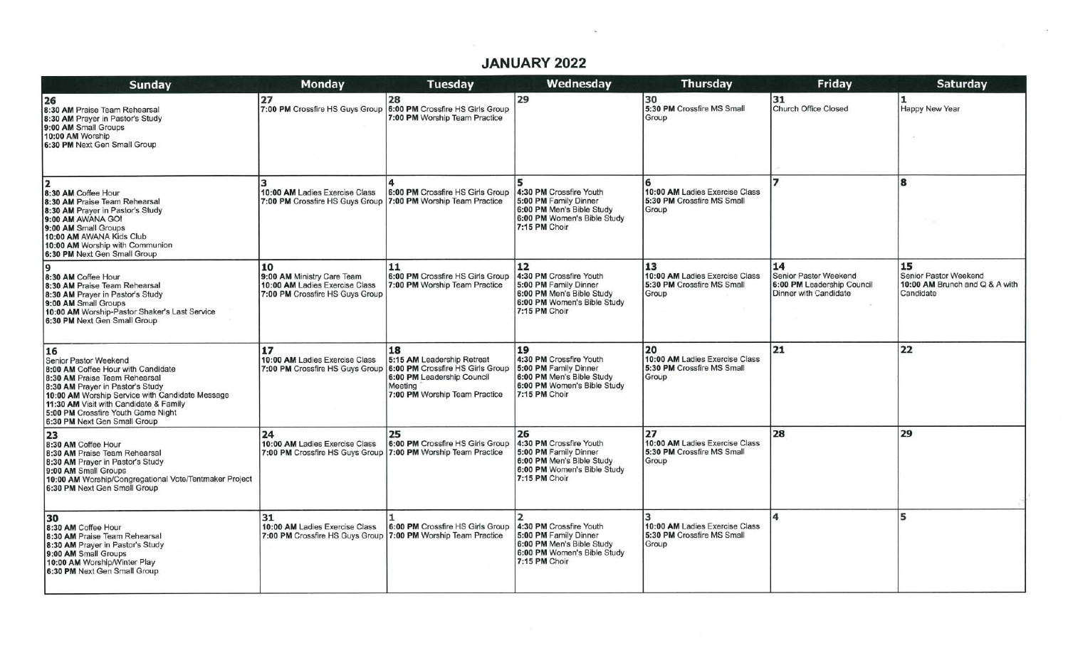# JANUARY 2022

| Sunday | Monday | Tuesday | Wednesday | Thursday | Friday | Saturday |
|---|---|---|---|---|---|---|
| **26**<br>**8:30 AM** Praise Team Rehearsal<br>**8:30 AM** Prayer in Pastor's Study<br>**9:00 AM** Small Groups<br>**10:00 AM** Worship<br>**6:30 PM** Next Gen Small Group | **27**<br>**7:00 PM** Crossfire HS Guys Group | **28**<br>**6:00 PM** Crossfire HS Girls Group<br>**7:00 PM** Worship Team Practice | **29** | **30**<br>**5:30 PM** Crossfire MS Small Group | **31**<br>Church Office Closed | **1**<br>Happy New Year |
| **2**<br>**8:30 AM** Coffee Hour<br>**8:30 AM** Praise Team Rehearsal<br>**8:30 AM** Prayer in Pastor's Study<br>**9:00 AM** AWANA GO!<br>**9:00 AM** Small Groups<br>**10:00 AM** AWANA Kids Club<br>**10:00 AM** Worship with Communion<br>**6:30 PM** Next Gen Small Group | **3**<br>**10:00 AM** Ladies Exercise Class<br>**7:00 PM** Crossfire HS Guys Group | **4**<br>**6:00 PM** Crossfire HS Girls Group<br>**7:00 PM** Worship Team Practice | **5**<br>**4:30 PM** Crossfire Youth<br>**5:00 PM** Family Dinner<br>**6:00 PM** Men's Bible Study<br>**6:00 PM** Women's Bible Study<br>**7:15 PM** Choir | **6**<br>**10:00 AM** Ladies Exercise Class<br>**5:30 PM** Crossfire MS Small Group | **7** | **8** |
| **9**<br>**8:30 AM** Coffee Hour<br>**8:30 AM** Praise Team Rehearsal<br>**8:30 AM** Prayer in Pastor's Study<br>**9:00 AM** Small Groups<br>**10:00 AM** Worship-Pastor Shaker's Last Service<br>**6:30 PM** Next Gen Small Group | **10**<br>**9:00 AM** Ministry Care Team<br>**10:00 AM** Ladies Exercise Class<br>**7:00 PM** Crossfire HS Guys Group | **11**<br>**6:00 PM** Crossfire HS Girls Group<br>**7:00 PM** Worship Team Practice | **12**<br>**4:30 PM** Crossfire Youth<br>**5:00 PM** Family Dinner<br>**6:00 PM** Men's Bible Study<br>**6:00 PM** Women's Bible Study<br>**7:15 PM** Choir | **13**<br>**10:00 AM** Ladies Exercise Class<br>**5:30 PM** Crossfire MS Small Group | **14**<br>Senior Pastor Weekend<br>**6:00 PM** Leadership Council Dinner with Candidate | **15**<br>Senior Pastor Weekend<br>**10:00 AM** Brunch and Q & A with Candidate |
| **16**<br>Senior Pastor Weekend<br>**8:00 AM** Coffee Hour with Candidate<br>**8:30 AM** Praise Team Rehearsal<br>**8:30 AM** Prayer in Pastor's Study<br>**10:00 AM** Worship Service with Candidate Message<br>**11:30 AM** Visit with Candidate & Family<br>**5:00 PM** Crossfire Youth Game Night<br>**6:30 PM** Next Gen Small Group | **17**<br>**10:00 AM** Ladies Exercise Class<br>**7:00 PM** Crossfire HS Guys Group | **18**<br>**5:15 AM** Leadership Retreat<br>**6:00 PM** Crossfire HS Girls Group<br>**6:00 PM** Leadership Council Meeting<br>**7:00 PM** Worship Team Practice | **19**<br>**4:30 PM** Crossfire Youth<br>**5:00 PM** Family Dinner<br>**6:00 PM** Men's Bible Study<br>**6:00 PM** Women's Bible Study<br>**7:15 PM** Choir | **20**<br>**10:00 AM** Ladies Exercise Class<br>**5:30 PM** Crossfire MS Small Group | **21** | **22** |
| **23**<br>**8:30 AM** Coffee Hour<br>**8:30 AM** Praise Team Rehearsal<br>**8:30 AM** Prayer in Pastor's Study<br>**9:00 AM** Small Groups<br>**10:00 AM** Worship/Congregational Vote/Tentmaker Project<br>**6:30 PM** Next Gen Small Group | **24**<br>**10:00 AM** Ladies Exercise Class<br>**7:00 PM** Crossfire HS Guys Group | **25**<br>**6:00 PM** Crossfire HS Girls Group<br>**7:00 PM** Worship Team Practice | **26**<br>**4:30 PM** Crossfire Youth<br>**5:00 PM** Family Dinner<br>**6:00 PM** Men's Bible Study<br>**6:00 PM** Women's Bible Study<br>**7:15 PM** Choir | **27**<br>**10:00 AM** Ladies Exercise Class<br>**5:30 PM** Crossfire MS Small Group | **28** | **29** |
| **30**<br>**8:30 AM** Coffee Hour<br>**8:30 AM** Praise Team Rehearsal<br>**8:30 AM** Prayer in Pastor's Study<br>**9:00 AM** Small Groups<br>**10:00 AM** Worship/Winter Play<br>**6:30 PM** Next Gen Small Group | **31**<br>**10:00 AM** Ladies Exercise Class<br>**7:00 PM** Crossfire HS Guys Group | **1**<br>**6:00 PM** Crossfire HS Girls Group<br>**7:00 PM** Worship Team Practice | **2**<br>**4:30 PM** Crossfire Youth<br>**5:00 PM** Family Dinner<br>**6:00 PM** Men's Bible Study<br>**6:00 PM** Women's Bible Study<br>**7:15 PM** Choir | **3**<br>**10:00 AM** Ladies Exercise Class<br>**5:30 PM** Crossfire MS Small Group | **4** | **5** |